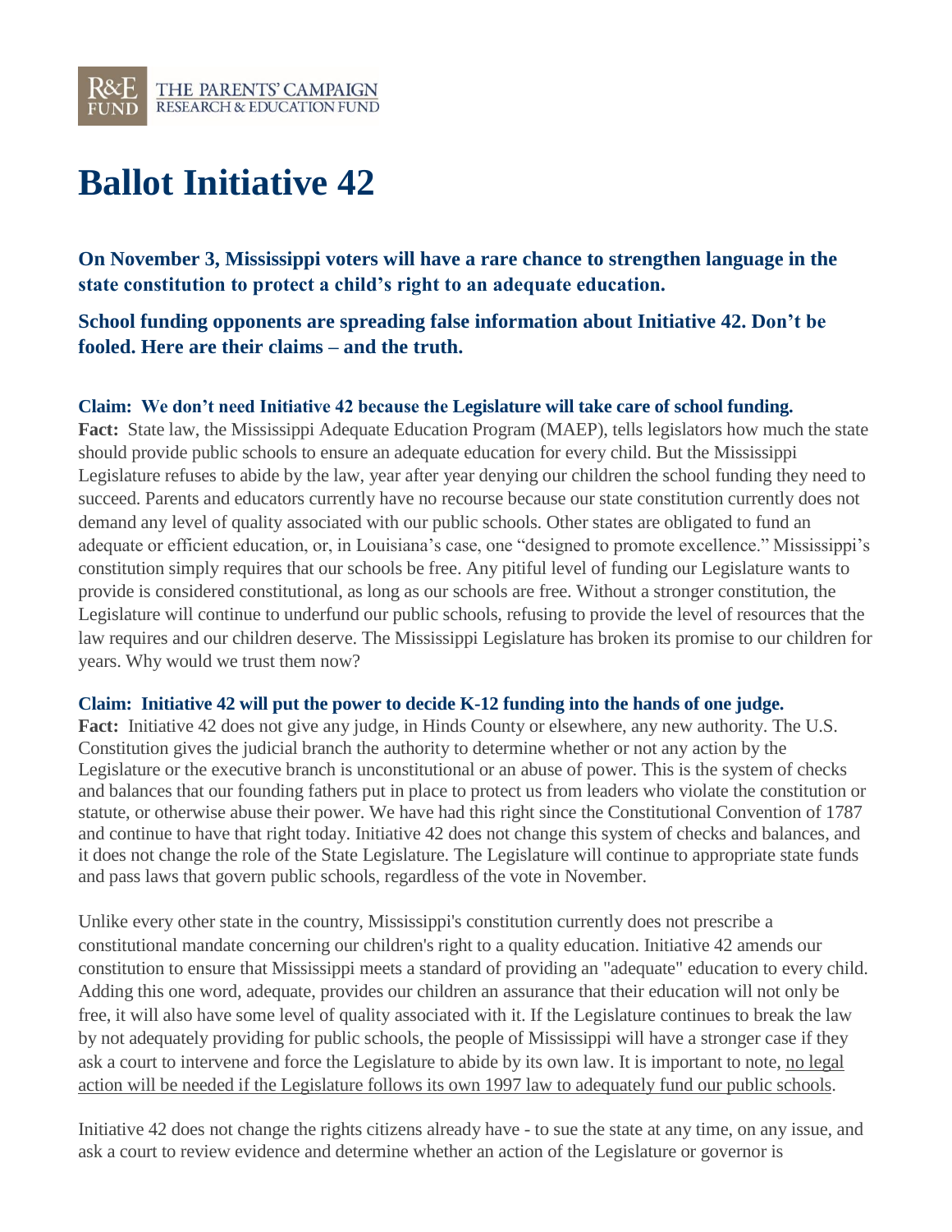R&E FUND THE PARENTS' CAMPAIGN RESEARCH & EDUCATION FUND

# Ballot Initiative 42

**On November 3, Mississippi voters will have a rare chance to strengthen language in the state constitution to protect a child's right to an adequate education.**

**School funding opponents are spreading false information about Initiative 42. Don't be fooled. Here are their claims – and the truth.**

**Claim: We don't need Initiative 42 because the Legislature will take care of school funding.**
**Fact:** State law, the Mississippi Adequate Education Program (MAEP), tells legislators how much the state should provide public schools to ensure an adequate education for every child. But the Mississippi Legislature refuses to abide by the law, year after year denying our children the school funding they need to succeed. Parents and educators currently have no recourse because our state constitution currently does not demand any level of quality associated with our public schools. Other states are obligated to fund an adequate or efficient education, or, in Louisiana's case, one "designed to promote excellence." Mississippi's constitution simply requires that our schools be free. Any pitiful level of funding our Legislature wants to provide is considered constitutional, as long as our schools are free. Without a stronger constitution, the Legislature will continue to underfund our public schools, refusing to provide the level of resources that the law requires and our children deserve. The Mississippi Legislature has broken its promise to our children for years. Why would we trust them now?

**Claim: Initiative 42 will put the power to decide K-12 funding into the hands of one judge.**
**Fact:** Initiative 42 does not give any judge, in Hinds County or elsewhere, any new authority. The U.S. Constitution gives the judicial branch the authority to determine whether or not any action by the Legislature or the executive branch is unconstitutional or an abuse of power. This is the system of checks and balances that our founding fathers put in place to protect us from leaders who violate the constitution or statute, or otherwise abuse their power. We have had this right since the Constitutional Convention of 1787 and continue to have that right today. Initiative 42 does not change this system of checks and balances, and it does not change the role of the State Legislature. The Legislature will continue to appropriate state funds and pass laws that govern public schools, regardless of the vote in November.

Unlike every other state in the country, Mississippi's constitution currently does not prescribe a constitutional mandate concerning our children's right to a quality education. Initiative 42 amends our constitution to ensure that Mississippi meets a standard of providing an "adequate" education to every child. Adding this one word, adequate, provides our children an assurance that their education will not only be free, it will also have some level of quality associated with it. If the Legislature continues to break the law by not adequately providing for public schools, the people of Mississippi will have a stronger case if they ask a court to intervene and force the Legislature to abide by its own law. It is important to note, <u>no legal action will be needed if the Legislature follows its own 1997 law to adequately fund our public schools</u>.

Initiative 42 does not change the rights citizens already have - to sue the state at any time, on any issue, and ask a court to review evidence and determine whether an action of the Legislature or governor is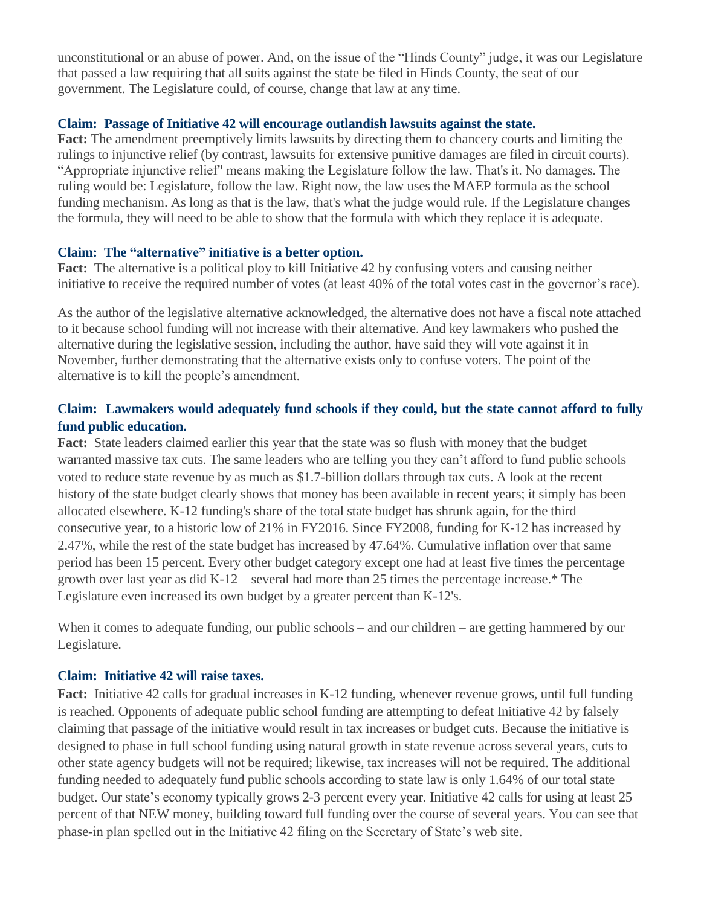unconstitutional or an abuse of power. And, on the issue of the "Hinds County" judge, it was our Legislature that passed a law requiring that all suits against the state be filed in Hinds County, the seat of our government. The Legislature could, of course, change that law at any time.

**Claim: Passage of Initiative 42 will encourage outlandish lawsuits against the state.**
**Fact:** The amendment preemptively limits lawsuits by directing them to chancery courts and limiting the rulings to injunctive relief (by contrast, lawsuits for extensive punitive damages are filed in circuit courts). "Appropriate injunctive relief" means making the Legislature follow the law. That's it. No damages. The ruling would be: Legislature, follow the law. Right now, the law uses the MAEP formula as the school funding mechanism. As long as that is the law, that's what the judge would rule. If the Legislature changes the formula, they will need to be able to show that the formula with which they replace it is adequate.

**Claim: The "alternative" initiative is a better option.**
**Fact:** The alternative is a political ploy to kill Initiative 42 by confusing voters and causing neither initiative to receive the required number of votes (at least 40% of the total votes cast in the governor's race).

As the author of the legislative alternative acknowledged, the alternative does not have a fiscal note attached to it because school funding will not increase with their alternative. And key lawmakers who pushed the alternative during the legislative session, including the author, have said they will vote against it in November, further demonstrating that the alternative exists only to confuse voters. The point of the alternative is to kill the people's amendment.

**Claim: Lawmakers would adequately fund schools if they could, but the state cannot afford to fully fund public education.**
**Fact:** State leaders claimed earlier this year that the state was so flush with money that the budget warranted massive tax cuts. The same leaders who are telling you they can't afford to fund public schools voted to reduce state revenue by as much as $1.7-billion dollars through tax cuts. A look at the recent history of the state budget clearly shows that money has been available in recent years; it simply has been allocated elsewhere. K-12 funding's share of the total state budget has shrunk again, for the third consecutive year, to a historic low of 21% in FY2016. Since FY2008, funding for K-12 has increased by 2.47%, while the rest of the state budget has increased by 47.64%. Cumulative inflation over that same period has been 15 percent. Every other budget category except one had at least five times the percentage growth over last year as did K-12 – several had more than 25 times the percentage increase.* The Legislature even increased its own budget by a greater percent than K-12's.

When it comes to adequate funding, our public schools – and our children – are getting hammered by our Legislature.

**Claim: Initiative 42 will raise taxes.**
**Fact:** Initiative 42 calls for gradual increases in K-12 funding, whenever revenue grows, until full funding is reached. Opponents of adequate public school funding are attempting to defeat Initiative 42 by falsely claiming that passage of the initiative would result in tax increases or budget cuts. Because the initiative is designed to phase in full school funding using natural growth in state revenue across several years, cuts to other state agency budgets will not be required; likewise, tax increases will not be required. The additional funding needed to adequately fund public schools according to state law is only 1.64% of our total state budget. Our state's economy typically grows 2-3 percent every year. Initiative 42 calls for using at least 25 percent of that NEW money, building toward full funding over the course of several years. You can see that phase-in plan spelled out in the Initiative 42 filing on the Secretary of State's web site.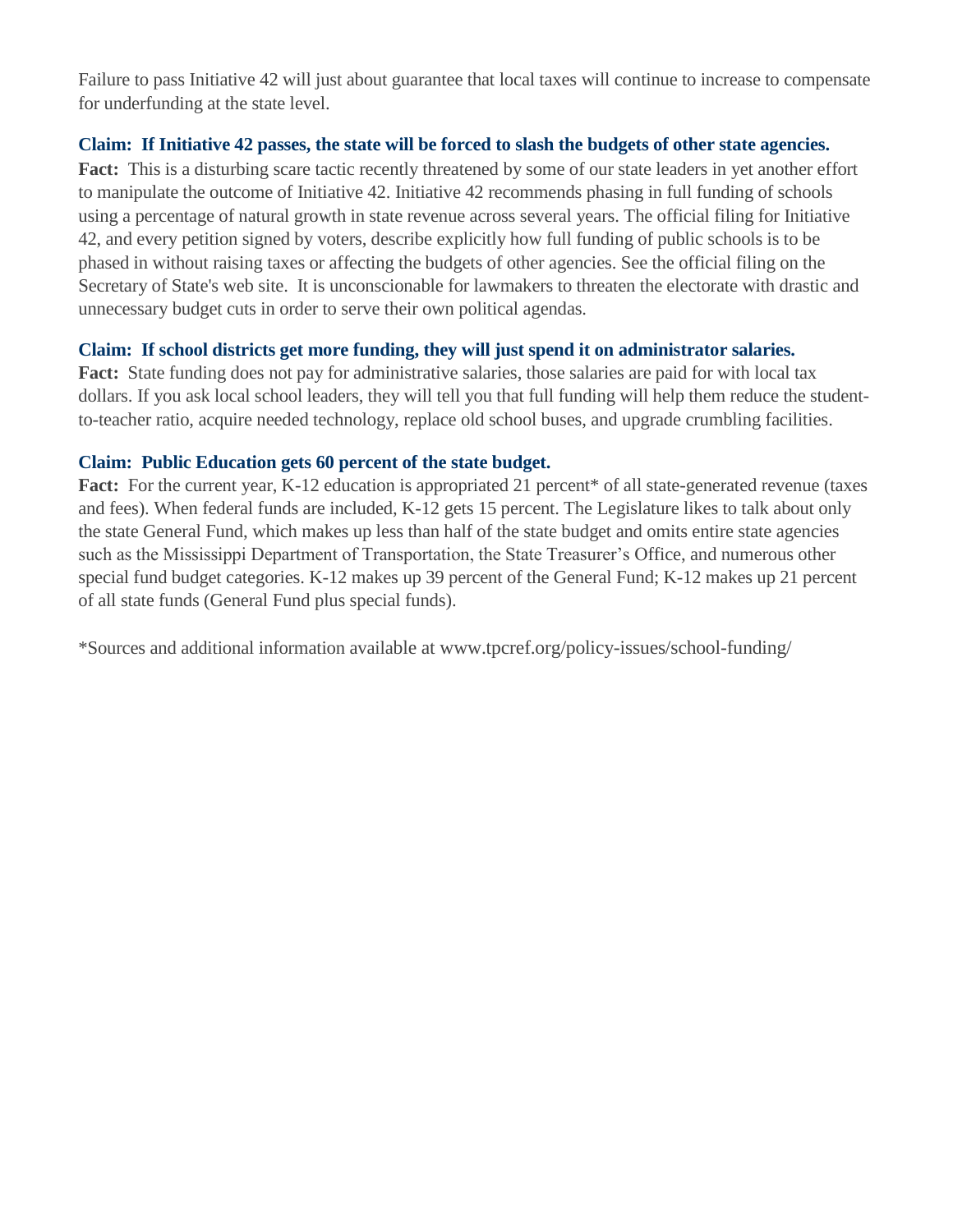Failure to pass Initiative 42 will just about guarantee that local taxes will continue to increase to compensate for underfunding at the state level.

**Claim: If Initiative 42 passes, the state will be forced to slash the budgets of other state agencies.**

**Fact:** This is a disturbing scare tactic recently threatened by some of our state leaders in yet another effort to manipulate the outcome of Initiative 42. Initiative 42 recommends phasing in full funding of schools using a percentage of natural growth in state revenue across several years. The official filing for Initiative 42, and every petition signed by voters, describe explicitly how full funding of public schools is to be phased in without raising taxes or affecting the budgets of other agencies. See the official filing on the Secretary of State's web site. It is unconscionable for lawmakers to threaten the electorate with drastic and unnecessary budget cuts in order to serve their own political agendas.

**Claim: If school districts get more funding, they will just spend it on administrator salaries.**

**Fact:** State funding does not pay for administrative salaries, those salaries are paid for with local tax dollars. If you ask local school leaders, they will tell you that full funding will help them reduce the student-to-teacher ratio, acquire needed technology, replace old school buses, and upgrade crumbling facilities.

**Claim: Public Education gets 60 percent of the state budget.**

**Fact:** For the current year, K-12 education is appropriated 21 percent* of all state-generated revenue (taxes and fees). When federal funds are included, K-12 gets 15 percent. The Legislature likes to talk about only the state General Fund, which makes up less than half of the state budget and omits entire state agencies such as the Mississippi Department of Transportation, the State Treasurer's Office, and numerous other special fund budget categories. K-12 makes up 39 percent of the General Fund; K-12 makes up 21 percent of all state funds (General Fund plus special funds).

*Sources and additional information available at www.tpcref.org/policy-issues/school-funding/